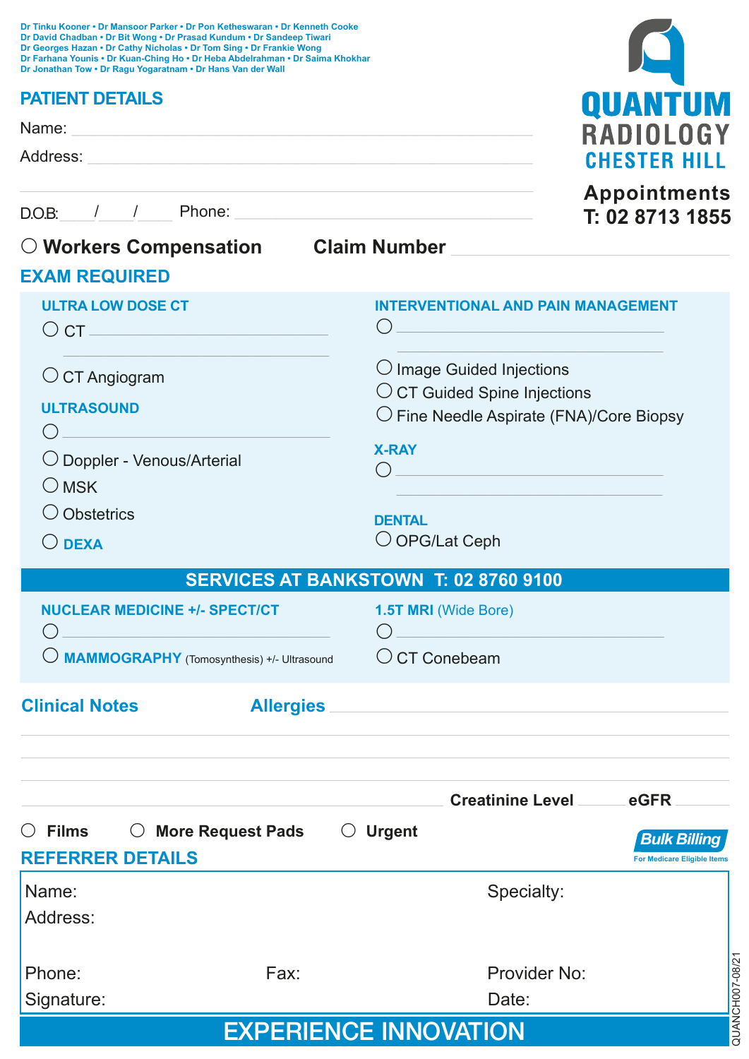Dr Tinku Kooner • Dr Mansoor Parker • Dr Pon Ketheswaran • Dr Kenneth Cooke
Dr David Chadban • Dr Bit Wong • Dr Prasad Kundum • Dr Sandeep Tiwari
Dr Georges Hazan • Dr Cathy Nicholas • Dr Tom Sing • Dr Frankie Wong
Dr Farhana Younis • Dr Kuan-Ching Ho • Dr Heba Abdelrahman • Dr Saima Khokhar
Dr Jonathan Tow • Dr Ragu Yogaratnam • Dr Hans Van der Wall

**QUANTUM RADIOLOGY CHESTER HILL**

**Appointments T: 02 8713 1855**

## PATIENT DETAILS

Name: ______________________________

Address: ______________________________

______________________________

D.O.B: ___/___/___ Phone: ______________________________

○ **Workers Compensation** **Claim Number** ______________________________

## EXAM REQUIRED

### ULTRA LOW DOSE CT

○ CT ______________________________

○ CT Angiogram

### ULTRASOUND

○ ______________________________

○ Doppler - Venous/Arterial

○ MSK

○ Obstetrics

○ **DEXA**

### INTERVENTIONAL AND PAIN MANAGEMENT

○ ______________________________

○ Image Guided Injections

○ CT Guided Spine Injections

○ Fine Needle Aspirate (FNA)/Core Biopsy

### X-RAY

○ ______________________________

### DENTAL

○ OPG/Lat Ceph

## SERVICES AT BANKSTOWN T: 02 8760 9100

### NUCLEAR MEDICINE +/- SPECT/CT

○ ______________________________

○ **MAMMOGRAPHY** (Tomosynthesis) +/- Ultrasound

### 1.5T MRI (Wide Bore)

○ ______________________________

○ CT Conebeam

## Clinical Notes

**Allergies** ______________________________

______________________________

**Creatinine Level** ______ **eGFR** ______

○ **Films** ○ **More Request Pads** ○ **Urgent**

**Bulk Billing** For Medicare Eligible Items

## REFERRER DETAILS

Name: | Specialty:

Address:

Phone: | Fax: | Provider No:

Signature: | Date:

QUANCH007-08/21

**EXPERIENCE INNOVATION**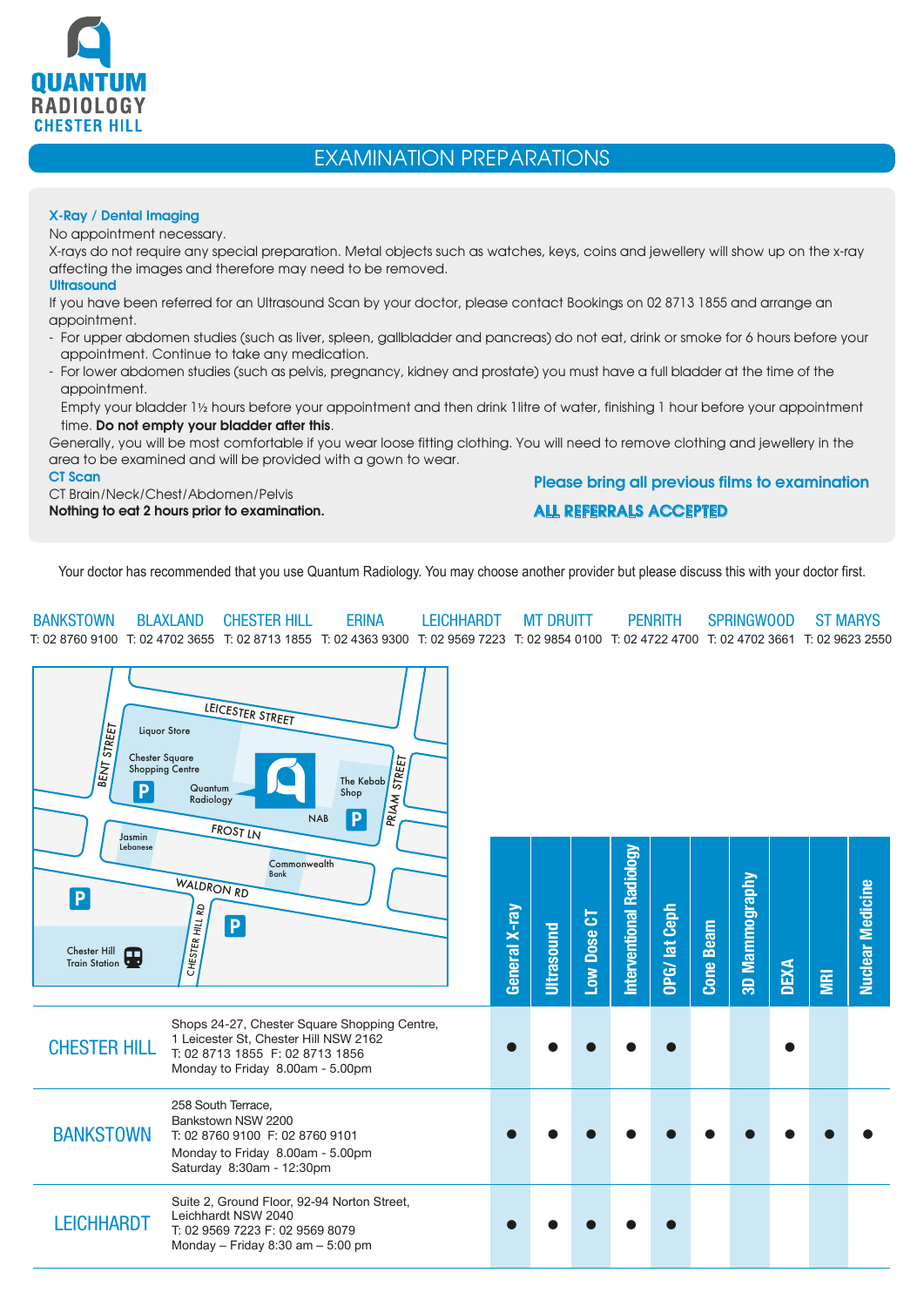QUANTUM RADIOLOGY
CHESTER HILL

## EXAMINATION PREPARATIONS

### X-Ray / Dental Imaging

No appointment necessary.

X-rays do not require any special preparation. Metal objects such as watches, keys, coins and jewellery will show up on the x-ray affecting the images and therefore may need to be removed.

### Ultrasound

If you have been referred for an Ultrasound Scan by your doctor, please contact Bookings on 02 8713 1855 and arrange an appointment.

- For upper abdomen studies (such as liver, spleen, gallbladder and pancreas) do not eat, drink or smoke for 6 hours before your appointment. Continue to take any medication.
- For lower abdomen studies (such as pelvis, pregnancy, kidney and prostate) you must have a full bladder at the time of the appointment.
  Empty your bladder 1½ hours before your appointment and then drink 1litre of water, finishing 1 hour before your appointment time. **Do not empty your bladder after this**.

Generally, you will be most comfortable if you wear loose fitting clothing. You will need to remove clothing and jewellery in the area to be examined and will be provided with a gown to wear.

### CT Scan

CT Brain/Neck/Chest/Abdomen/Pelvis

**Nothing to eat 2 hours prior to examination.**

**Please bring all previous films to examination**

**ALL REFERRALS ACCEPTED**

Your doctor has recommended that you use Quantum Radiology. You may choose another provider but please discuss this with your doctor first.

| BANKSTOWN | BLAXLAND | CHESTER HILL | ERINA | LEICHHARDT | MT DRUITT | PENRITH | SPRINGWOOD | ST MARYS |
|---|---|---|---|---|---|---|---|---|
| T: 02 8760 9100 | T: 02 4702 3655 | T: 02 8713 1855 | T: 02 4363 9300 | T: 02 9569 7223 | T: 02 9854 0100 | T: 02 4722 4700 | T: 02 4702 3661 | T: 02 9623 2550 |

LEICESTER STREET
BENT STREET
PRIAM STREET
FROST LN
WALDRON RD
CHESTER HILL RD
Liquor Store
Chester Square Shopping Centre
Quantum Radiology
The Kebab Shop
NAB
Jasmin Lebanese
Commonwealth Bank
Chester Hill Train Station
P
P
P
P

| | | General X-ray | Ultrasound | Low Dose CT | Interventional Radiology | OPG/ lat Ceph | Cone Beam | 3D Mammography | DEXA | MRI | Nuclear Medicine |
|---|---|---|---|---|---|---|---|---|---|---|---|
| CHESTER HILL | Shops 24-27, Chester Square Shopping Centre, 1 Leicester St, Chester Hill NSW 2162<br>T: 02 8713 1855 F: 02 8713 1856<br>Monday to Friday 8.00am - 5.00pm | ● | ● | ● | ● | ● | | | ● | | |
| BANKSTOWN | 258 South Terrace, Bankstown NSW 2200<br>T: 02 8760 9100 F: 02 8760 9101<br>Monday to Friday 8.00am - 5.00pm<br>Saturday 8:30am - 12:30pm | ● | ● | ● | ● | ● | ● | ● | ● | ● | ● |
| LEICHHARDT | Suite 2, Ground Floor, 92-94 Norton Street, Leichhardt NSW 2040<br>T: 02 9569 7223 F: 02 9569 8079<br>Monday – Friday 8:30 am – 5:00 pm | ● | ● | ● | ● | ● | | | | | |